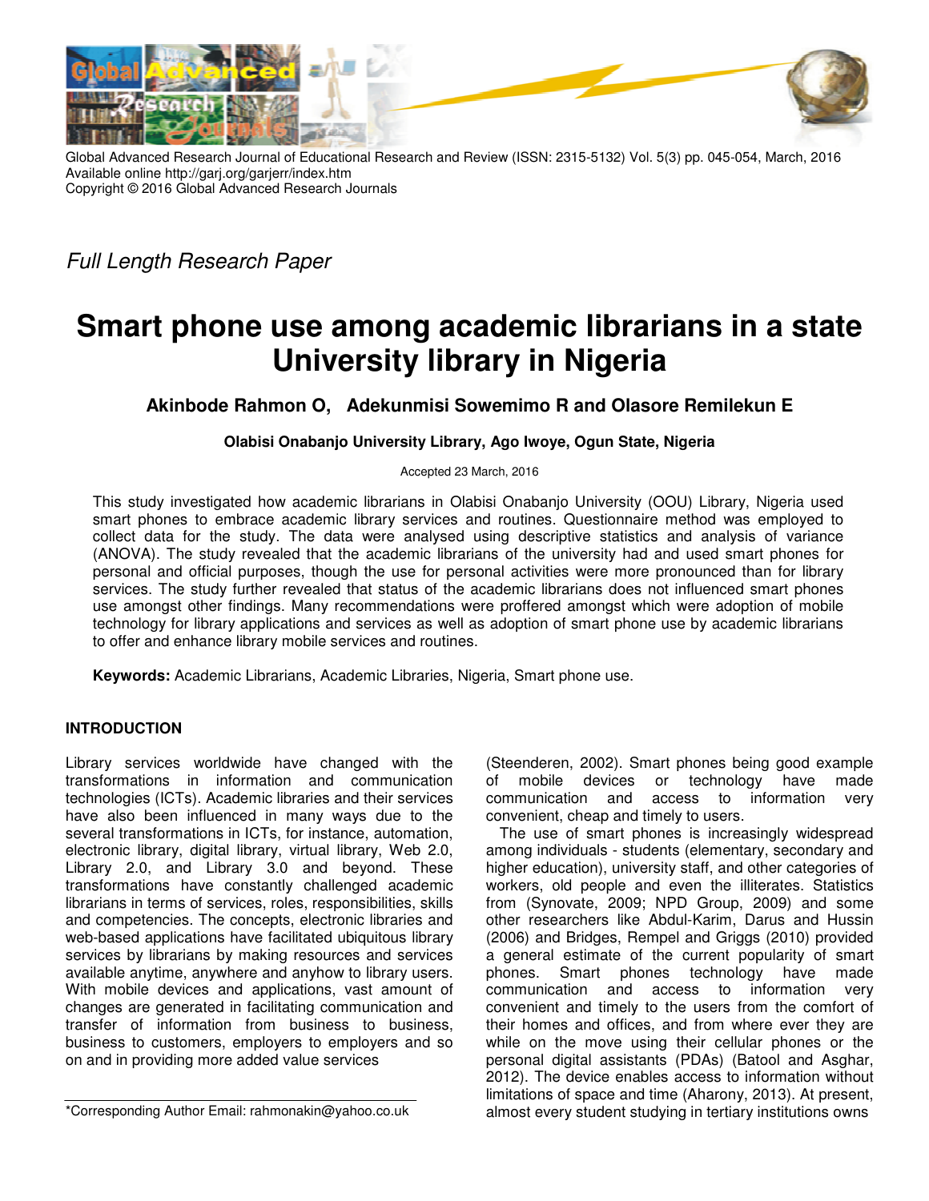Global Advanced Research Journal of Educational Research and Review (ISSN: 2315-5132) Vol. 5(3) pp. 045-054, March, 2016
Available online http://garj.org/garjerr/index.htm
Copyright © 2016 Global Advanced Research Journals

*Full Length Research Paper*

# Smart phone use among academic librarians in a state University library in Nigeria

**Akinbode Rahmon O, Adekunmisi Sowemimo R and Olasore Remilekun E**

**Olabisi Onabanjo University Library, Ago Iwoye, Ogun State, Nigeria**

Accepted 23 March, 2016

This study investigated how academic librarians in Olabisi Onabanjo University (OOU) Library, Nigeria used smart phones to embrace academic library services and routines. Questionnaire method was employed to collect data for the study. The data were analysed using descriptive statistics and analysis of variance (ANOVA). The study revealed that the academic librarians of the university had and used smart phones for personal and official purposes, though the use for personal activities were more pronounced than for library services. The study further revealed that status of the academic librarians does not influenced smart phones use amongst other findings. Many recommendations were proffered amongst which were adoption of mobile technology for library applications and services as well as adoption of smart phone use by academic librarians to offer and enhance library mobile services and routines.

**Keywords:** Academic Librarians, Academic Libraries, Nigeria, Smart phone use.

## INTRODUCTION

Library services worldwide have changed with the transformations in information and communication technologies (ICTs). Academic libraries and their services have also been influenced in many ways due to the several transformations in ICTs, for instance, automation, electronic library, digital library, virtual library, Web 2.0, Library 2.0, and Library 3.0 and beyond. These transformations have constantly challenged academic librarians in terms of services, roles, responsibilities, skills and competencies. The concepts, electronic libraries and web-based applications have facilitated ubiquitous library services by librarians by making resources and services available anytime, anywhere and anyhow to library users. With mobile devices and applications, vast amount of changes are generated in facilitating communication and transfer of information from business to business, business to customers, employers to employers and so on and in providing more added value services (Steenderen, 2002). Smart phones being good example of mobile devices or technology have made communication and access to information very convenient, cheap and timely to users.

The use of smart phones is increasingly widespread among individuals - students (elementary, secondary and higher education), university staff, and other categories of workers, old people and even the illiterates. Statistics from (Synovate, 2009; NPD Group, 2009) and some other researchers like Abdul-Karim, Darus and Hussin (2006) and Bridges, Rempel and Griggs (2010) provided a general estimate of the current popularity of smart phones. Smart phones technology have made communication and access to information very convenient and timely to the users from the comfort of their homes and offices, and from where ever they are while on the move using their cellular phones or the personal digital assistants (PDAs) (Batool and Asghar, 2012). The device enables access to information without limitations of space and time (Aharony, 2013). At present, almost every student studying in tertiary institutions owns

*Corresponding Author Email: rahmonakin@yahoo.co.uk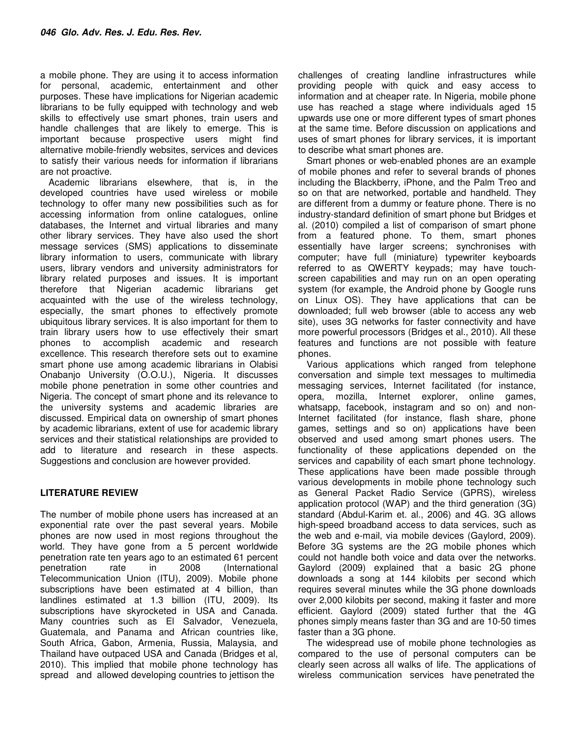a mobile phone. They are using it to access information for personal, academic, entertainment and other purposes. These have implications for Nigerian academic librarians to be fully equipped with technology and web skills to effectively use smart phones, train users and handle challenges that are likely to emerge. This is important because prospective users might find alternative mobile-friendly websites, services and devices to satisfy their various needs for information if librarians are not proactive.

Academic librarians elsewhere, that is, in the developed countries have used wireless or mobile technology to offer many new possibilities such as for accessing information from online catalogues, online databases, the Internet and virtual libraries and many other library services. They have also used the short message services (SMS) applications to disseminate library information to users, communicate with library users, library vendors and university administrators for library related purposes and issues. It is important therefore that Nigerian academic librarians get acquainted with the use of the wireless technology, especially, the smart phones to effectively promote ubiquitous library services. It is also important for them to train library users how to use effectively their smart phones to accomplish academic and research excellence. This research therefore sets out to examine smart phone use among academic librarians in Olabisi Onabanjo University (O.O.U.), Nigeria. It discusses mobile phone penetration in some other countries and Nigeria. The concept of smart phone and its relevance to the university systems and academic libraries are discussed. Empirical data on ownership of smart phones by academic librarians, extent of use for academic library services and their statistical relationships are provided to add to literature and research in these aspects. Suggestions and conclusion are however provided.

## LITERATURE REVIEW

The number of mobile phone users has increased at an exponential rate over the past several years. Mobile phones are now used in most regions throughout the world. They have gone from a 5 percent worldwide penetration rate ten years ago to an estimated 61 percent penetration rate in 2008 (International Telecommunication Union (ITU), 2009). Mobile phone subscriptions have been estimated at 4 billion, than landlines estimated at 1.3 billion (ITU, 2009). Its subscriptions have skyrocketed in USA and Canada. Many countries such as El Salvador, Venezuela, Guatemala, and Panama and African countries like, South Africa, Gabon, Armenia, Russia, Malaysia, and Thailand have outpaced USA and Canada (Bridges et al, 2010). This implied that mobile phone technology has spread and allowed developing countries to jettison the challenges of creating landline infrastructures while providing people with quick and easy access to information and at cheaper rate. In Nigeria, mobile phone use has reached a stage where individuals aged 15 upwards use one or more different types of smart phones at the same time. Before discussion on applications and uses of smart phones for library services, it is important to describe what smart phones are.

Smart phones or web-enabled phones are an example of mobile phones and refer to several brands of phones including the Blackberry, iPhone, and the Palm Treo and so on that are networked, portable and handheld. They are different from a dummy or feature phone. There is no industry-standard definition of smart phone but Bridges et al. (2010) compiled a list of comparison of smart phone from a featured phone. To them, smart phones essentially have larger screens; synchronises with computer; have full (miniature) typewriter keyboards referred to as QWERTY keypads; may have touch-screen capabilities and may run on an open operating system (for example, the Android phone by Google runs on Linux OS). They have applications that can be downloaded; full web browser (able to access any web site), uses 3G networks for faster connectivity and have more powerful processors (Bridges et al., 2010). All these features and functions are not possible with feature phones.

Various applications which ranged from telephone conversation and simple text messages to multimedia messaging services, Internet facilitated (for instance, opera, mozilla, Internet explorer, online games, whatsapp, facebook, instagram and so on) and non-Internet facilitated (for instance, flash share, phone games, settings and so on) applications have been observed and used among smart phones users. The functionality of these applications depended on the services and capability of each smart phone technology. These applications have been made possible through various developments in mobile phone technology such as General Packet Radio Service (GPRS), wireless application protocol (WAP) and the third generation (3G) standard (Abdul-Karim et. al., 2006) and 4G. 3G allows high-speed broadband access to data services, such as the web and e-mail, via mobile devices (Gaylord, 2009). Before 3G systems are the 2G mobile phones which could not handle both voice and data over the networks. Gaylord (2009) explained that a basic 2G phone downloads a song at 144 kilobits per second which requires several minutes while the 3G phone downloads over 2,000 kilobits per second, making it faster and more efficient. Gaylord (2009) stated further that the 4G phones simply means faster than 3G and are 10-50 times faster than a 3G phone.

The widespread use of mobile phone technologies as compared to the use of personal computers can be clearly seen across all walks of life. The applications of wireless communication services have penetrated the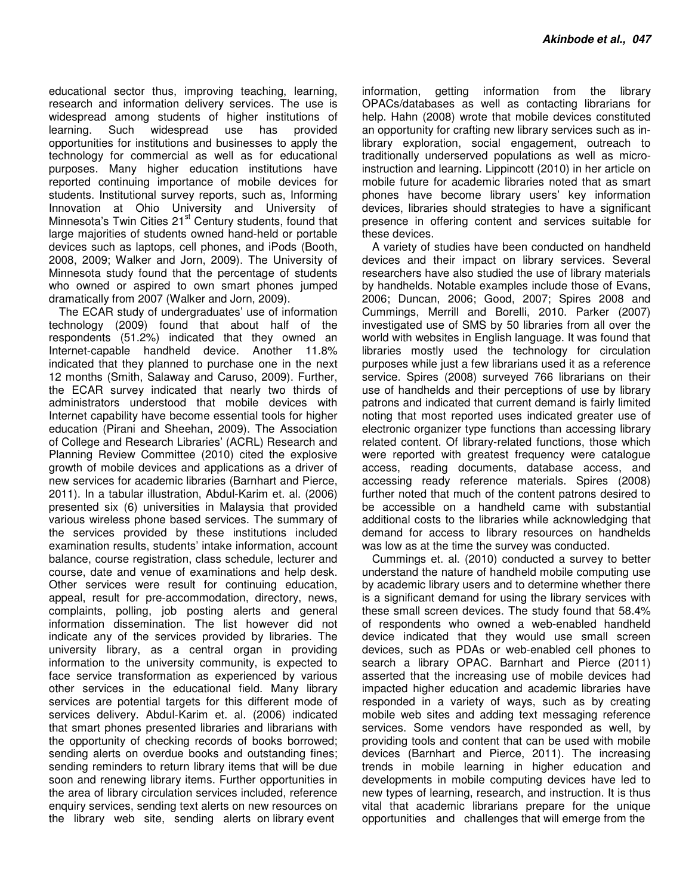educational sector thus, improving teaching, learning, research and information delivery services. The use is widespread among students of higher institutions of learning. Such widespread use has provided opportunities for institutions and businesses to apply the technology for commercial as well as for educational purposes. Many higher education institutions have reported continuing importance of mobile devices for students. Institutional survey reports, such as, Informing Innovation at Ohio University and University of Minnesota's Twin Cities 21st Century students, found that large majorities of students owned hand-held or portable devices such as laptops, cell phones, and iPods (Booth, 2008, 2009; Walker and Jorn, 2009). The University of Minnesota study found that the percentage of students who owned or aspired to own smart phones jumped dramatically from 2007 (Walker and Jorn, 2009).

The ECAR study of undergraduates' use of information technology (2009) found that about half of the respondents (51.2%) indicated that they owned an Internet-capable handheld device. Another 11.8% indicated that they planned to purchase one in the next 12 months (Smith, Salaway and Caruso, 2009). Further, the ECAR survey indicated that nearly two thirds of administrators understood that mobile devices with Internet capability have become essential tools for higher education (Pirani and Sheehan, 2009). The Association of College and Research Libraries' (ACRL) Research and Planning Review Committee (2010) cited the explosive growth of mobile devices and applications as a driver of new services for academic libraries (Barnhart and Pierce, 2011). In a tabular illustration, Abdul-Karim et. al. (2006) presented six (6) universities in Malaysia that provided various wireless phone based services. The summary of the services provided by these institutions included examination results, students' intake information, account balance, course registration, class schedule, lecturer and course, date and venue of examinations and help desk. Other services were result for continuing education, appeal, result for pre-accommodation, directory, news, complaints, polling, job posting alerts and general information dissemination. The list however did not indicate any of the services provided by libraries. The university library, as a central organ in providing information to the university community, is expected to face service transformation as experienced by various other services in the educational field. Many library services are potential targets for this different mode of services delivery. Abdul-Karim et. al. (2006) indicated that smart phones presented libraries and librarians with the opportunity of checking records of books borrowed; sending alerts on overdue books and outstanding fines; sending reminders to return library items that will be due soon and renewing library items. Further opportunities in the area of library circulation services included, reference enquiry services, sending text alerts on new resources on the library web site, sending alerts on library event information, getting information from the library OPACs/databases as well as contacting librarians for help. Hahn (2008) wrote that mobile devices constituted an opportunity for crafting new library services such as in-library exploration, social engagement, outreach to traditionally underserved populations as well as micro-instruction and learning. Lippincott (2010) in her article on mobile future for academic libraries noted that as smart phones have become library users' key information devices, libraries should strategies to have a significant presence in offering content and services suitable for these devices.

A variety of studies have been conducted on handheld devices and their impact on library services. Several researchers have also studied the use of library materials by handhelds. Notable examples include those of Evans, 2006; Duncan, 2006; Good, 2007; Spires 2008 and Cummings, Merrill and Borelli, 2010. Parker (2007) investigated use of SMS by 50 libraries from all over the world with websites in English language. It was found that libraries mostly used the technology for circulation purposes while just a few librarians used it as a reference service. Spires (2008) surveyed 766 librarians on their use of handhelds and their perceptions of use by library patrons and indicated that current demand is fairly limited noting that most reported uses indicated greater use of electronic organizer type functions than accessing library related content. Of library-related functions, those which were reported with greatest frequency were catalogue access, reading documents, database access, and accessing ready reference materials. Spires (2008) further noted that much of the content patrons desired to be accessible on a handheld came with substantial additional costs to the libraries while acknowledging that demand for access to library resources on handhelds was low as at the time the survey was conducted.

Cummings et. al. (2010) conducted a survey to better understand the nature of handheld mobile computing use by academic library users and to determine whether there is a significant demand for using the library services with these small screen devices. The study found that 58.4% of respondents who owned a web-enabled handheld device indicated that they would use small screen devices, such as PDAs or web-enabled cell phones to search a library OPAC. Barnhart and Pierce (2011) asserted that the increasing use of mobile devices had impacted higher education and academic libraries have responded in a variety of ways, such as by creating mobile web sites and adding text messaging reference services. Some vendors have responded as well, by providing tools and content that can be used with mobile devices (Barnhart and Pierce, 2011). The increasing trends in mobile learning in higher education and developments in mobile computing devices have led to new types of learning, research, and instruction. It is thus vital that academic librarians prepare for the unique opportunities and challenges that will emerge from the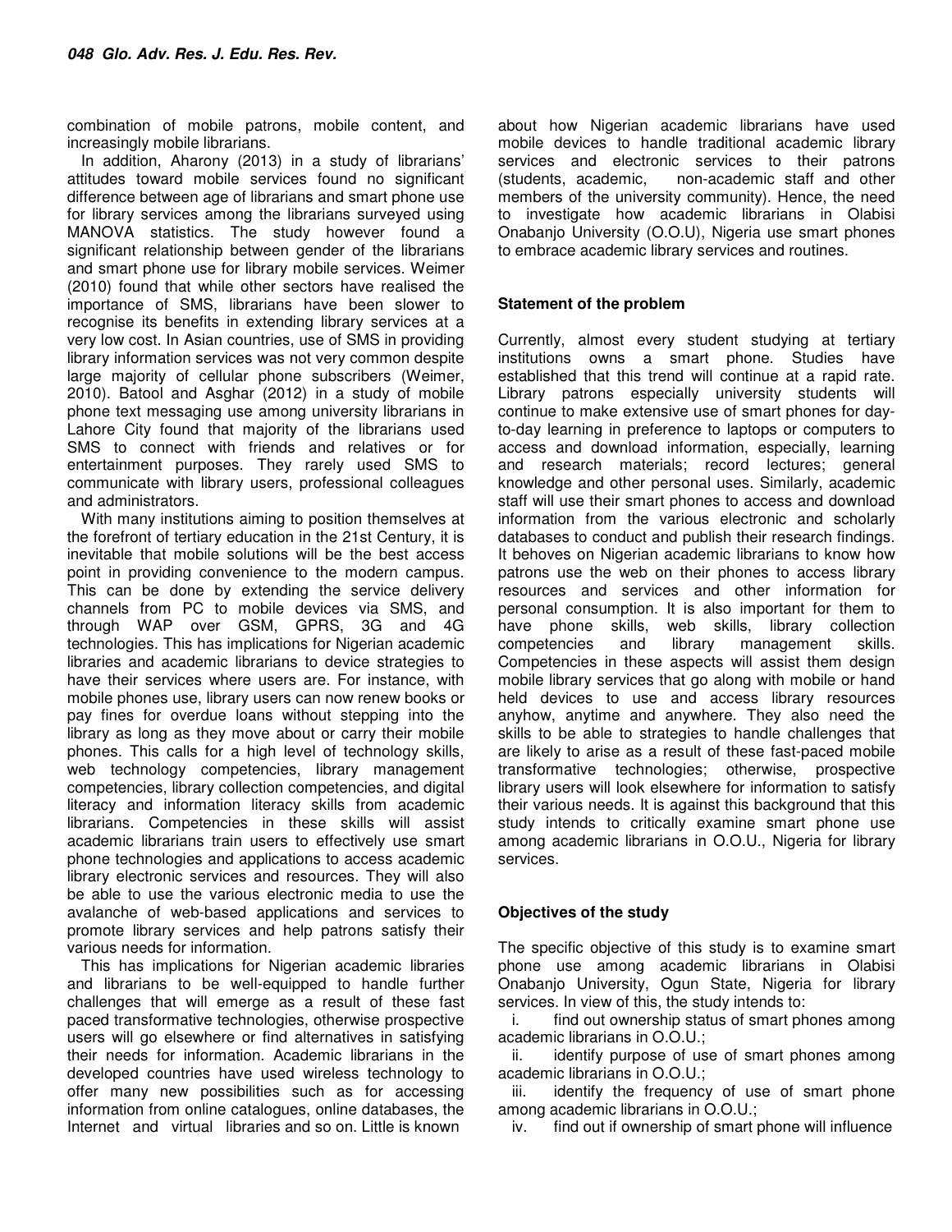combination of mobile patrons, mobile content, and increasingly mobile librarians.

In addition, Aharony (2013) in a study of librarians' attitudes toward mobile services found no significant difference between age of librarians and smart phone use for library services among the librarians surveyed using MANOVA statistics. The study however found a significant relationship between gender of the librarians and smart phone use for library mobile services. Weimer (2010) found that while other sectors have realised the importance of SMS, librarians have been slower to recognise its benefits in extending library services at a very low cost. In Asian countries, use of SMS in providing library information services was not very common despite large majority of cellular phone subscribers (Weimer, 2010). Batool and Asghar (2012) in a study of mobile phone text messaging use among university librarians in Lahore City found that majority of the librarians used SMS to connect with friends and relatives or for entertainment purposes. They rarely used SMS to communicate with library users, professional colleagues and administrators.

With many institutions aiming to position themselves at the forefront of tertiary education in the 21st Century, it is inevitable that mobile solutions will be the best access point in providing convenience to the modern campus. This can be done by extending the service delivery channels from PC to mobile devices via SMS, and through WAP over GSM, GPRS, 3G and 4G technologies. This has implications for Nigerian academic libraries and academic librarians to device strategies to have their services where users are. For instance, with mobile phones use, library users can now renew books or pay fines for overdue loans without stepping into the library as long as they move about or carry their mobile phones. This calls for a high level of technology skills, web technology competencies, library management competencies, library collection competencies, and digital literacy and information literacy skills from academic librarians. Competencies in these skills will assist academic librarians train users to effectively use smart phone technologies and applications to access academic library electronic services and resources. They will also be able to use the various electronic media to use the avalanche of web-based applications and services to promote library services and help patrons satisfy their various needs for information.

This has implications for Nigerian academic libraries and librarians to be well-equipped to handle further challenges that will emerge as a result of these fast paced transformative technologies, otherwise prospective users will go elsewhere or find alternatives in satisfying their needs for information. Academic librarians in the developed countries have used wireless technology to offer many new possibilities such as for accessing information from online catalogues, online databases, the Internet and virtual libraries and so on. Little is known about how Nigerian academic librarians have used mobile devices to handle traditional academic library services and electronic services to their patrons (students, academic, non-academic staff and other members of the university community). Hence, the need to investigate how academic librarians in Olabisi Onabanjo University (O.O.U), Nigeria use smart phones to embrace academic library services and routines.

## Statement of the problem

Currently, almost every student studying at tertiary institutions owns a smart phone. Studies have established that this trend will continue at a rapid rate. Library patrons especially university students will continue to make extensive use of smart phones for day-to-day learning in preference to laptops or computers to access and download information, especially, learning and research materials; record lectures; general knowledge and other personal uses. Similarly, academic staff will use their smart phones to access and download information from the various electronic and scholarly databases to conduct and publish their research findings. It behoves on Nigerian academic librarians to know how patrons use the web on their phones to access library resources and services and other information for personal consumption. It is also important for them to have phone skills, web skills, library collection competencies and library management skills. Competencies in these aspects will assist them design mobile library services that go along with mobile or hand held devices to use and access library resources anyhow, anytime and anywhere. They also need the skills to be able to strategies to handle challenges that are likely to arise as a result of these fast-paced mobile transformative technologies; otherwise, prospective library users will look elsewhere for information to satisfy their various needs. It is against this background that this study intends to critically examine smart phone use among academic librarians in O.O.U., Nigeria for library services.

## Objectives of the study

The specific objective of this study is to examine smart phone use among academic librarians in Olabisi Onabanjo University, Ogun State, Nigeria for library services. In view of this, the study intends to:

i. find out ownership status of smart phones among academic librarians in O.O.U.;

ii. identify purpose of use of smart phones among academic librarians in O.O.U.;

iii. identify the frequency of use of smart phone among academic librarians in O.O.U.;

iv. find out if ownership of smart phone will influence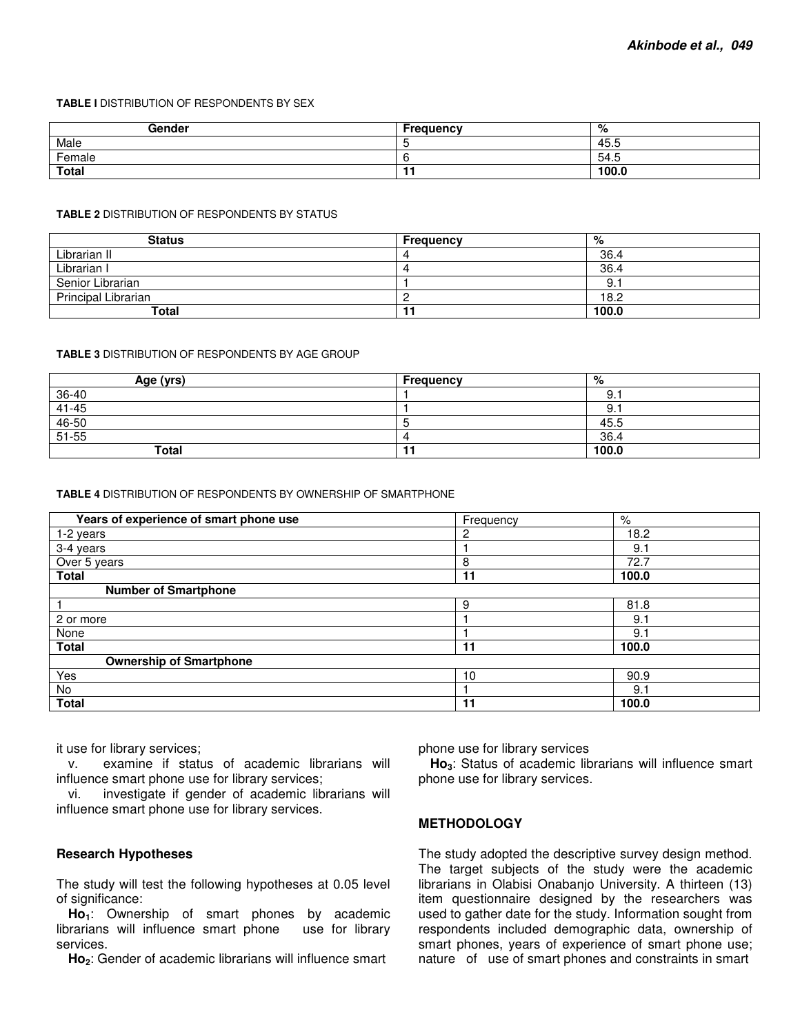**TABLE I** DISTRIBUTION OF RESPONDENTS BY SEX

| Gender | Frequency | % |
|---|---|---|
| Male | 5 | 45.5 |
| Female | 6 | 54.5 |
| **Total** | **11** | **100.0** |

**TABLE 2** DISTRIBUTION OF RESPONDENTS BY STATUS

| Status | Frequency | % |
|---|---|---|
| Librarian II | 4 | 36.4 |
| Librarian I | 4 | 36.4 |
| Senior Librarian | 1 | 9.1 |
| Principal Librarian | 2 | 18.2 |
| **Total** | **11** | **100.0** |

**TABLE 3** DISTRIBUTION OF RESPONDENTS BY AGE GROUP

| Age (yrs) | Frequency | % |
|---|---|---|
| 36-40 | 1 | 9.1 |
| 41-45 | 1 | 9.1 |
| 46-50 | 5 | 45.5 |
| 51-55 | 4 | 36.4 |
| **Total** | **11** | **100.0** |

**TABLE 4** DISTRIBUTION OF RESPONDENTS BY OWNERSHIP OF SMARTPHONE

| Years of experience of smart phone use | Frequency | % |
|---|---|---|
| 1-2 years | 2 | 18.2 |
| 3-4 years | 1 | 9.1 |
| Over 5 years | 8 | 72.7 |
| **Total** | **11** | **100.0** |
| **Number of Smartphone** | | |
| 1 | 9 | 81.8 |
| 2 or more | 1 | 9.1 |
| None | 1 | 9.1 |
| **Total** | **11** | **100.0** |
| **Ownership of Smartphone** | | |
| Yes | 10 | 90.9 |
| No | 1 | 9.1 |
| **Total** | **11** | **100.0** |

it use for library services;

v. examine if status of academic librarians will influence smart phone use for library services;

vi. investigate if gender of academic librarians will influence smart phone use for library services.

### Research Hypotheses

The study will test the following hypotheses at 0.05 level of significance:

**$Ho_1$**: Ownership of smart phones by academic librarians will influence smart phone use for library services.

**$Ho_2$**: Gender of academic librarians will influence smart phone use for library services

**$Ho_3$**: Status of academic librarians will influence smart phone use for library services.

## METHODOLOGY

The study adopted the descriptive survey design method. The target subjects of the study were the academic librarians in Olabisi Onabanjo University. A thirteen (13) item questionnaire designed by the researchers was used to gather date for the study. Information sought from respondents included demographic data, ownership of smart phones, years of experience of smart phone use; nature of use of smart phones and constraints in smart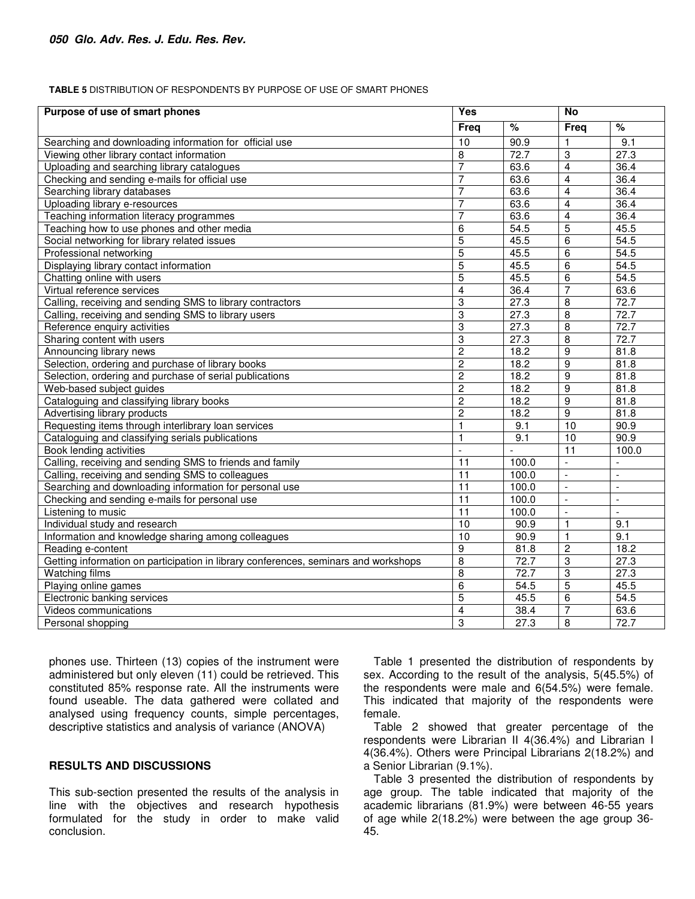**TABLE 5** DISTRIBUTION OF RESPONDENTS BY PURPOSE OF USE OF SMART PHONES

| Purpose of use of smart phones | Yes | | No | |
|---|---|---|---|---|
| | Freq | % | Freq | % |
| Searching and downloading information for official use | 10 | 90.9 | 1 | 9.1 |
| Viewing other library contact information | 8 | 72.7 | 3 | 27.3 |
| Uploading and searching library catalogues | 7 | 63.6 | 4 | 36.4 |
| Checking and sending e-mails for official use | 7 | 63.6 | 4 | 36.4 |
| Searching library databases | 7 | 63.6 | 4 | 36.4 |
| Uploading library e-resources | 7 | 63.6 | 4 | 36.4 |
| Teaching information literacy programmes | 7 | 63.6 | 4 | 36.4 |
| Teaching how to use phones and other media | 6 | 54.5 | 5 | 45.5 |
| Social networking for library related issues | 5 | 45.5 | 6 | 54.5 |
| Professional networking | 5 | 45.5 | 6 | 54.5 |
| Displaying library contact information | 5 | 45.5 | 6 | 54.5 |
| Chatting online with users | 5 | 45.5 | 6 | 54.5 |
| Virtual reference services | 4 | 36.4 | 7 | 63.6 |
| Calling, receiving and sending SMS to library contractors | 3 | 27.3 | 8 | 72.7 |
| Calling, receiving and sending SMS to library users | 3 | 27.3 | 8 | 72.7 |
| Reference enquiry activities | 3 | 27.3 | 8 | 72.7 |
| Sharing content with users | 3 | 27.3 | 8 | 72.7 |
| Announcing library news | 2 | 18.2 | 9 | 81.8 |
| Selection, ordering and purchase of library books | 2 | 18.2 | 9 | 81.8 |
| Selection, ordering and purchase of serial publications | 2 | 18.2 | 9 | 81.8 |
| Web-based subject guides | 2 | 18.2 | 9 | 81.8 |
| Cataloguing and classifying library books | 2 | 18.2 | 9 | 81.8 |
| Advertising library products | 2 | 18.2 | 9 | 81.8 |
| Requesting items through interlibrary loan services | 1 | 9.1 | 10 | 90.9 |
| Cataloguing and classifying serials publications | 1 | 9.1 | 10 | 90.9 |
| Book lending activities | - | - | 11 | 100.0 |
| Calling, receiving and sending SMS to friends and family | 11 | 100.0 | - | - |
| Calling, receiving and sending SMS to colleagues | 11 | 100.0 | - | - |
| Searching and downloading information for personal use | 11 | 100.0 | - | - |
| Checking and sending e-mails for personal use | 11 | 100.0 | - | - |
| Listening to music | 11 | 100.0 | - | - |
| Individual study and research | 10 | 90.9 | 1 | 9.1 |
| Information and knowledge sharing among colleagues | 10 | 90.9 | 1 | 9.1 |
| Reading e-content | 9 | 81.8 | 2 | 18.2 |
| Getting information on participation in library conferences, seminars and workshops | 8 | 72.7 | 3 | 27.3 |
| Watching films | 8 | 72.7 | 3 | 27.3 |
| Playing online games | 6 | 54.5 | 5 | 45.5 |
| Electronic banking services | 5 | 45.5 | 6 | 54.5 |
| Videos communications | 4 | 38.4 | 7 | 63.6 |
| Personal shopping | 3 | 27.3 | 8 | 72.7 |

phones use. Thirteen (13) copies of the instrument were administered but only eleven (11) could be retrieved. This constituted 85% response rate. All the instruments were found useable. The data gathered were collated and analysed using frequency counts, simple percentages, descriptive statistics and analysis of variance (ANOVA)

## RESULTS AND DISCUSSIONS

This sub-section presented the results of the analysis in line with the objectives and research hypothesis formulated for the study in order to make valid conclusion.

Table 1 presented the distribution of respondents by sex. According to the result of the analysis, 5(45.5%) of the respondents were male and 6(54.5%) were female. This indicated that majority of the respondents were female.

Table 2 showed that greater percentage of the respondents were Librarian II 4(36.4%) and Librarian I 4(36.4%). Others were Principal Librarians 2(18.2%) and a Senior Librarian (9.1%).

Table 3 presented the distribution of respondents by age group. The table indicated that majority of the academic librarians (81.9%) were between 46-55 years of age while 2(18.2%) were between the age group 36-45.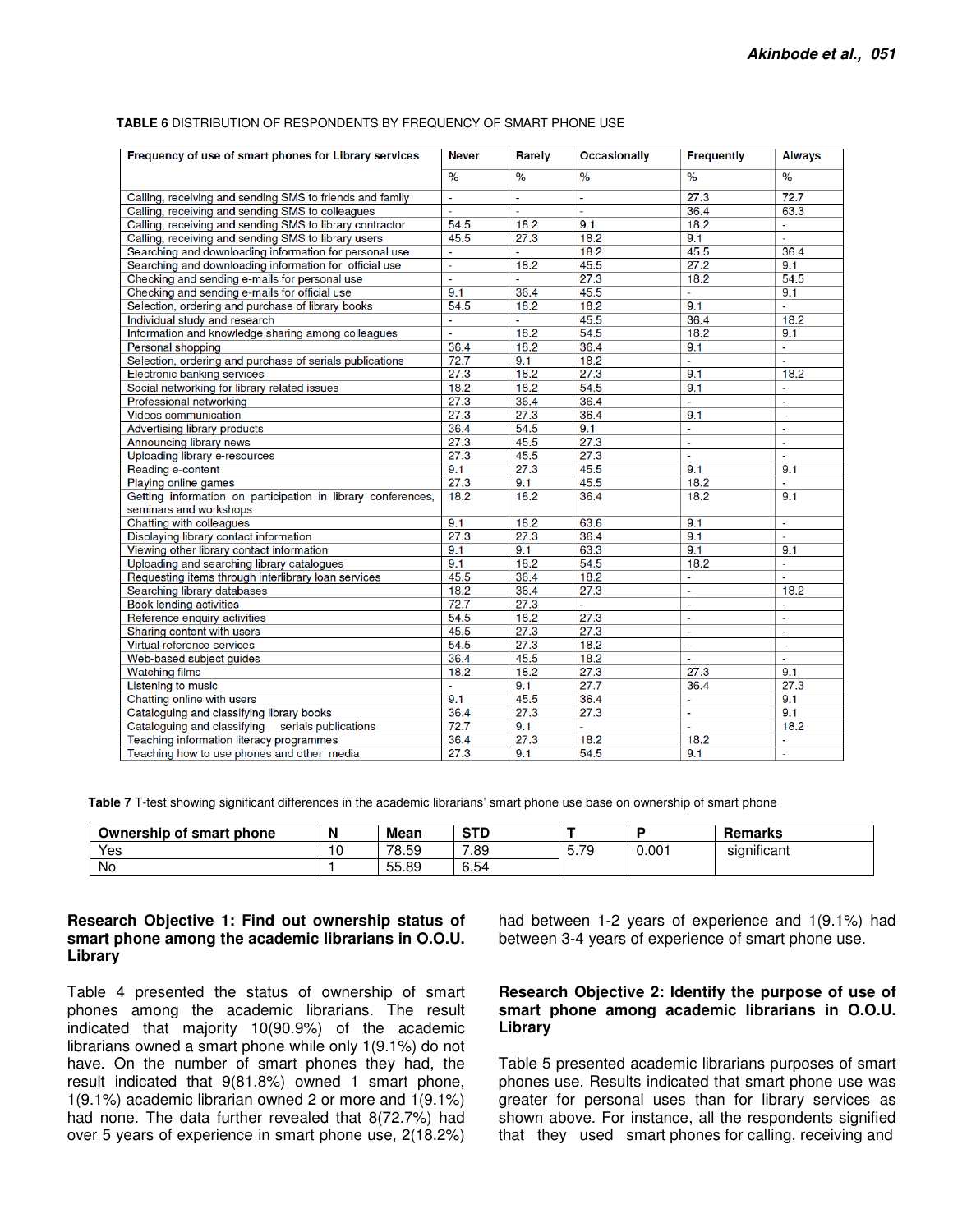**TABLE 6** DISTRIBUTION OF RESPONDENTS BY FREQUENCY OF SMART PHONE USE

| Frequency of use of smart phones for Library services | Never | Rarely | Occasionally | Frequently | Always |
|---|---|---|---|---|---|
| | % | % | % | % | % |
| Calling, receiving and sending SMS to friends and family | - | - | - | 27.3 | 72.7 |
| Calling, receiving and sending SMS to colleagues | - | - | - | 36.4 | 63.3 |
| Calling, receiving and sending SMS to library contractor | 54.5 | 18.2 | 9.1 | 18.2 | - |
| Calling, receiving and sending SMS to library users | 45.5 | 27.3 | 18.2 | 9.1 | - |
| Searching and downloading information for personal use | - | - | 18.2 | 45.5 | 36.4 |
| Searching and downloading information for official use | - | 18.2 | 45.5 | 27.2 | 9.1 |
| Checking and sending e-mails for personal use | - | - | 27.3 | 18.2 | 54.5 |
| Checking and sending e-mails for official use | 9.1 | 36.4 | 45.5 | - | 9.1 |
| Selection, ordering and purchase of library books | 54.5 | 18.2 | 18.2 | 9.1 | - |
| Individual study and research | - | - | 45.5 | 36.4 | 18.2 |
| Information and knowledge sharing among colleagues | - | 18.2 | 54.5 | 18.2 | 9.1 |
| Personal shopping | 36.4 | 18.2 | 36.4 | 9.1 | - |
| Selection, ordering and purchase of serials publications | 72.7 | 9.1 | 18.2 | - | - |
| Electronic banking services | 27.3 | 18.2 | 27.3 | 9.1 | 18.2 |
| Social networking for library related issues | 18.2 | 18.2 | 54.5 | 9.1 | - |
| Professional networking | 27.3 | 36.4 | 36.4 | - | - |
| Videos communication | 27.3 | 27.3 | 36.4 | 9.1 | - |
| Advertising library products | 36.4 | 54.5 | 9.1 | - | - |
| Announcing library news | 27.3 | 45.5 | 27.3 | - | - |
| Uploading library e-resources | 27.3 | 45.5 | 27.3 | - | - |
| Reading e-content | 9.1 | 27.3 | 45.5 | 9.1 | 9.1 |
| Playing online games | 27.3 | 9.1 | 45.5 | 18.2 | - |
| Getting information on participation in library conferences, seminars and workshops | 18.2 | 18.2 | 36.4 | 18.2 | 9.1 |
| Chatting with colleagues | 9.1 | 18.2 | 63.6 | 9.1 | - |
| Displaying library contact information | 27.3 | 27.3 | 36.4 | 9.1 | - |
| Viewing other library contact information | 9.1 | 9.1 | 63.3 | 9.1 | 9.1 |
| Uploading and searching library catalogues | 9.1 | 18.2 | 54.5 | 18.2 | - |
| Requesting items through interlibrary loan services | 45.5 | 36.4 | 18.2 | - | - |
| Searching library databases | 18.2 | 36.4 | 27.3 | - | 18.2 |
| Book lending activities | 72.7 | 27.3 | - | - | - |
| Reference enquiry activities | 54.5 | 18.2 | 27.3 | - | - |
| Sharing content with users | 45.5 | 27.3 | 27.3 | - | - |
| Virtual reference services | 54.5 | 27.3 | 18.2 | - | - |
| Web-based subject guides | 36.4 | 45.5 | 18.2 | - | - |
| Watching films | 18.2 | 18.2 | 27.3 | 27.3 | 9.1 |
| Listening to music | - | 9.1 | 27.7 | 36.4 | 27.3 |
| Chatting online with users | 9.1 | 45.5 | 36.4 | - | 9.1 |
| Cataloguing and classifying library books | 36.4 | 27.3 | 27.3 | - | 9.1 |
| Cataloguing and classifying serials publications | 72.7 | 9.1 | - | - | 18.2 |
| Teaching information literacy programmes | 36.4 | 27.3 | 18.2 | 18.2 | - |
| Teaching how to use phones and other media | 27.3 | 9.1 | 54.5 | 9.1 | - |

**Table 7** T-test showing significant differences in the academic librarians' smart phone use base on ownership of smart phone

| Ownership of smart phone | N | Mean | STD | T | P | Remarks |
|---|---|---|---|---|---|---|
| Yes | 10 | 78.59 | 7.89 | 5.79 | 0.001 | significant |
| No | 1 | 55.89 | 6.54 | | | |

### Research Objective 1: Find out ownership status of smart phone among the academic librarians in O.O.U. Library

Table 4 presented the status of ownership of smart phones among the academic librarians. The result indicated that majority 10(90.9%) of the academic librarians owned a smart phone while only 1(9.1%) do not have. On the number of smart phones they had, the result indicated that 9(81.8%) owned 1 smart phone, 1(9.1%) academic librarian owned 2 or more and 1(9.1%) had none. The data further revealed that 8(72.7%) had over 5 years of experience in smart phone use, 2(18.2%) had between 1-2 years of experience and 1(9.1%) had between 3-4 years of experience of smart phone use.

### Research Objective 2: Identify the purpose of use of smart phone among academic librarians in O.O.U. Library

Table 5 presented academic librarians purposes of smart phones use. Results indicated that smart phone use was greater for personal uses than for library services as shown above. For instance, all the respondents signified that they used smart phones for calling, receiving and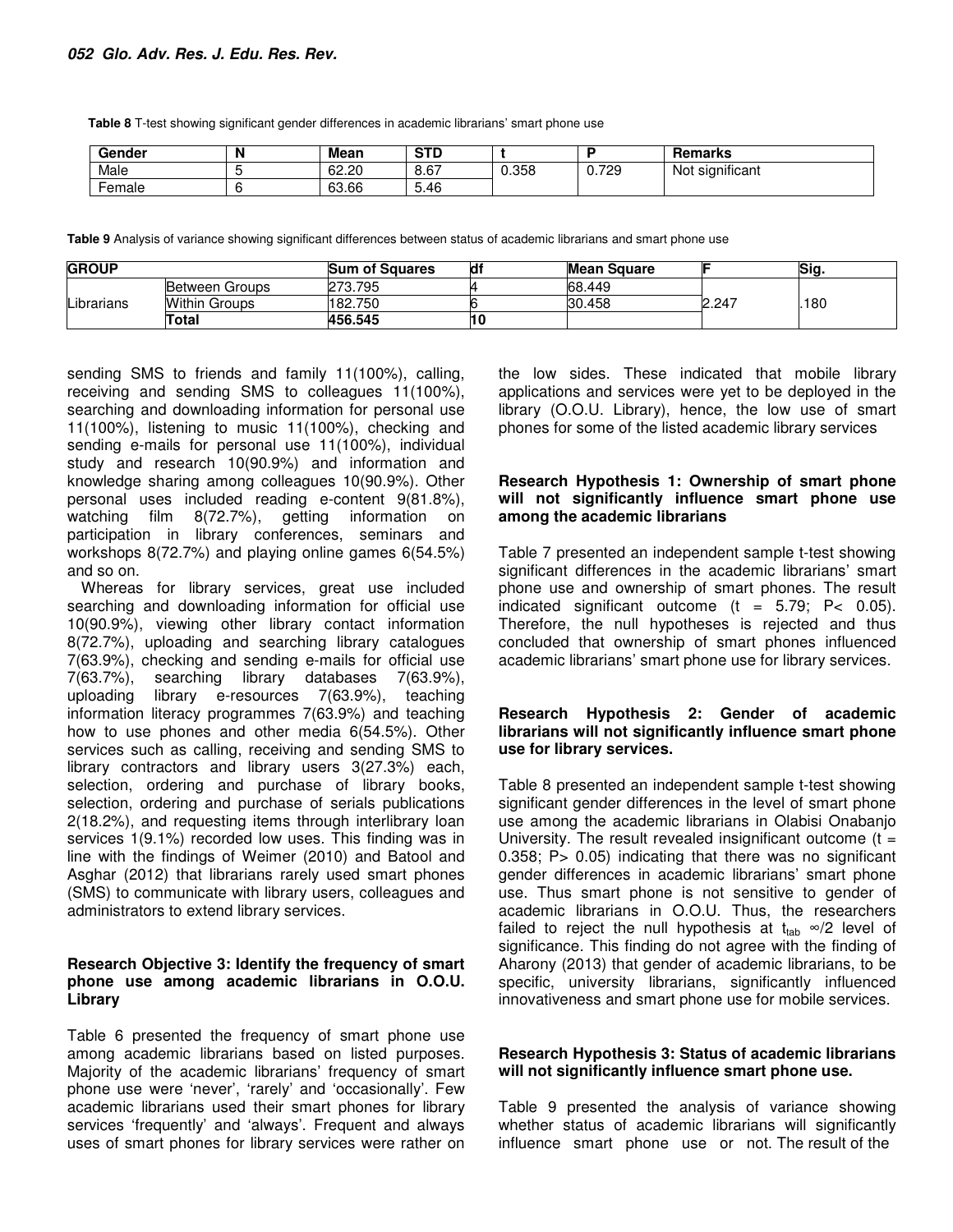**Table 8** T-test showing significant gender differences in academic librarians' smart phone use

| Gender | N | Mean | STD | t | P | Remarks |
|---|---|---|---|---|---|---|
| Male | 5 | 62.20 | 8.67 | 0.358 | 0.729 | Not significant |
| Female | 6 | 63.66 | 5.46 | | | |

**Table 9** Analysis of variance showing significant differences between status of academic librarians and smart phone use

| GROUP | | Sum of Squares | df | Mean Square | F | Sig. |
|---|---|---|---|---|---|---|
| Librarians | Between Groups | 273.795 | 4 | 68.449 | 2.247 | .180 |
| | Within Groups | 182.750 | 6 | 30.458 | | |
| | **Total** | **456.545** | **10** | | | |

sending SMS to friends and family 11(100%), calling, receiving and sending SMS to colleagues 11(100%), searching and downloading information for personal use 11(100%), listening to music 11(100%), checking and sending e-mails for personal use 11(100%), individual study and research 10(90.9%) and information and knowledge sharing among colleagues 10(90.9%). Other personal uses included reading e-content 9(81.8%), watching film 8(72.7%), getting information on participation in library conferences, seminars and workshops 8(72.7%) and playing online games 6(54.5%) and so on.

Whereas for library services, great use included searching and downloading information for official use 10(90.9%), viewing other library contact information 8(72.7%), uploading and searching library catalogues 7(63.9%), checking and sending e-mails for official use 7(63.7%), searching library databases 7(63.9%), uploading library e-resources 7(63.9%), teaching information literacy programmes 7(63.9%) and teaching how to use phones and other media 6(54.5%). Other services such as calling, receiving and sending SMS to library contractors and library users 3(27.3%) each, selection, ordering and purchase of library books, selection, ordering and purchase of serials publications 2(18.2%), and requesting items through interlibrary loan services 1(9.1%) recorded low uses. This finding was in line with the findings of Weimer (2010) and Batool and Asghar (2012) that librarians rarely used smart phones (SMS) to communicate with library users, colleagues and administrators to extend library services.

### Research Objective 3: Identify the frequency of smart phone use among academic librarians in O.O.U. Library

Table 6 presented the frequency of smart phone use among academic librarians based on listed purposes. Majority of the academic librarians' frequency of smart phone use were 'never', 'rarely' and 'occasionally'. Few academic librarians used their smart phones for library services 'frequently' and 'always'. Frequent and always uses of smart phones for library services were rather on the low sides. These indicated that mobile library applications and services were yet to be deployed in the library (O.O.U. Library), hence, the low use of smart phones for some of the listed academic library services

### Research Hypothesis 1: Ownership of smart phone will not significantly influence smart phone use among the academic librarians

Table 7 presented an independent sample t-test showing significant differences in the academic librarians' smart phone use and ownership of smart phones. The result indicated significant outcome ($t = 5.79$; $P < 0.05$). Therefore, the null hypotheses is rejected and thus concluded that ownership of smart phones influenced academic librarians' smart phone use for library services.

### Research Hypothesis 2: Gender of academic librarians will not significantly influence smart phone use for library services.

Table 8 presented an independent sample t-test showing significant gender differences in the level of smart phone use among the academic librarians in Olabisi Onabanjo University. The result revealed insignificant outcome ($t = 0.358$; $P > 0.05$) indicating that there was no significant gender differences in academic librarians' smart phone use. Thus smart phone is not sensitive to gender of academic librarians in O.O.U. Thus, the researchers failed to reject the null hypothesis at $t_{tab}$ $\infty/2$ level of significance. This finding do not agree with the finding of Aharony (2013) that gender of academic librarians, to be specific, university librarians, significantly influenced innovativeness and smart phone use for mobile services.

### Research Hypothesis 3: Status of academic librarians will not significantly influence smart phone use.

Table 9 presented the analysis of variance showing whether status of academic librarians will significantly influence smart phone use or not. The result of the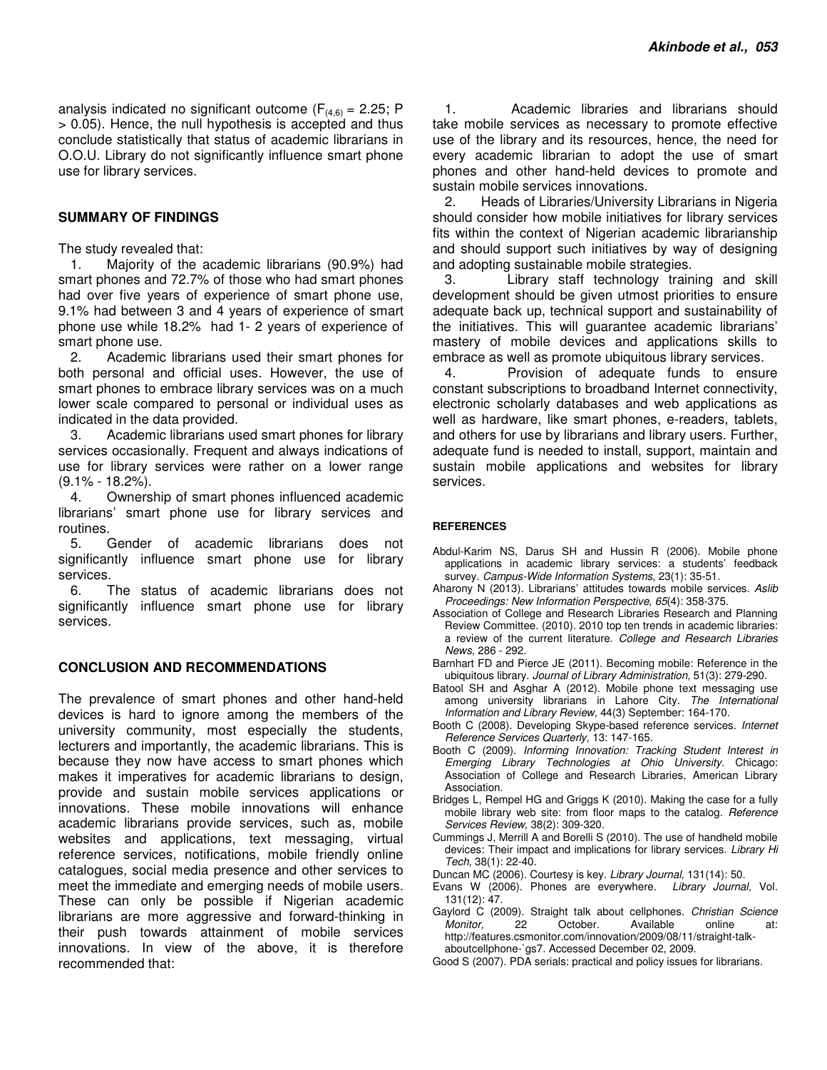analysis indicated no significant outcome ($F_{(4,6)} = 2.25$; $P > 0.05$). Hence, the null hypothesis is accepted and thus conclude statistically that status of academic librarians in O.O.U. Library do not significantly influence smart phone use for library services.

## SUMMARY OF FINDINGS

The study revealed that:

1. Majority of the academic librarians (90.9%) had smart phones and 72.7% of those who had smart phones had over five years of experience of smart phone use, 9.1% had between 3 and 4 years of experience of smart phone use while 18.2% had 1- 2 years of experience of smart phone use.
2. Academic librarians used their smart phones for both personal and official uses. However, the use of smart phones to embrace library services was on a much lower scale compared to personal or individual uses as indicated in the data provided.
3. Academic librarians used smart phones for library services occasionally. Frequent and always indications of use for library services were rather on a lower range (9.1% - 18.2%).
4. Ownership of smart phones influenced academic librarians' smart phone use for library services and routines.
5. Gender of academic librarians does not significantly influence smart phone use for library services.
6. The status of academic librarians does not significantly influence smart phone use for library services.

## CONCLUSION AND RECOMMENDATIONS

The prevalence of smart phones and other hand-held devices is hard to ignore among the members of the university community, most especially the students, lecturers and importantly, the academic librarians. This is because they now have access to smart phones which makes it imperatives for academic librarians to design, provide and sustain mobile services applications or innovations. These mobile innovations will enhance academic librarians provide services, such as, mobile websites and applications, text messaging, virtual reference services, notifications, mobile friendly online catalogues, social media presence and other services to meet the immediate and emerging needs of mobile users. These can only be possible if Nigerian academic librarians are more aggressive and forward-thinking in their push towards attainment of mobile services innovations. In view of the above, it is therefore recommended that:

1. Academic libraries and librarians should take mobile services as necessary to promote effective use of the library and its resources, hence, the need for every academic librarian to adopt the use of smart phones and other hand-held devices to promote and sustain mobile services innovations.
2. Heads of Libraries/University Librarians in Nigeria should consider how mobile initiatives for library services fits within the context of Nigerian academic librarianship and should support such initiatives by way of designing and adopting sustainable mobile strategies.
3. Library staff technology training and skill development should be given utmost priorities to ensure adequate back up, technical support and sustainability of the initiatives. This will guarantee academic librarians' mastery of mobile devices and applications skills to embrace as well as promote ubiquitous library services.
4. Provision of adequate funds to ensure constant subscriptions to broadband Internet connectivity, electronic scholarly databases and web applications as well as hardware, like smart phones, e-readers, tablets, and others for use by librarians and library users. Further, adequate fund is needed to install, support, maintain and sustain mobile applications and websites for library services.

### REFERENCES

Abdul-Karim NS, Darus SH and Hussin R (2006). Mobile phone applications in academic library services: a students' feedback survey. *Campus-Wide Information Systems*, 23(1): 35-51.

Aharony N (2013). Librarians' attitudes towards mobile services. *Aslib Proceedings: New Information Perspective, 65*(4): 358-375.

Association of College and Research Libraries Research and Planning Review Committee. (2010). 2010 top ten trends in academic libraries: a review of the current literature. *College and Research Libraries News*, 286 - 292.

Barnhart FD and Pierce JE (2011). Becoming mobile: Reference in the ubiquitous library. *Journal of Library Administration,* 51(3): 279-290.

Batool SH and Asghar A (2012). Mobile phone text messaging use among university librarians in Lahore City. *The International Information and Library Review*, 44(3) September: 164-170.

Booth C (2008). Developing Skype-based reference services. *Internet Reference Services Quarterly,* 13: 147-165.

Booth C (2009). *Informing Innovation: Tracking Student Interest in Emerging Library Technologies at Ohio University.* Chicago: Association of College and Research Libraries, American Library Association.

Bridges L, Rempel HG and Griggs K (2010). Making the case for a fully mobile library web site: from floor maps to the catalog. *Reference Services Review,* 38(2): 309-320.

Cummings J, Merrill A and Borelli S (2010). The use of handheld mobile devices: Their impact and implications for library services. *Library Hi Tech,* 38(1): 22-40.

Duncan MC (2006). Courtesy is key. *Library Journal,* 131(14): 50.

Evans W (2006). Phones are everywhere. *Library Journal,* Vol. 131(12): 47.

Gaylord C (2009). Straight talk about cellphones. *Christian Science Monitor,* 22 October. Available online at: http://features.csmonitor.com/innovation/2009/08/11/straight-talk-aboutcellphone-`gs7. Accessed December 02, 2009.

Good S (2007). PDA serials: practical and policy issues for librarians.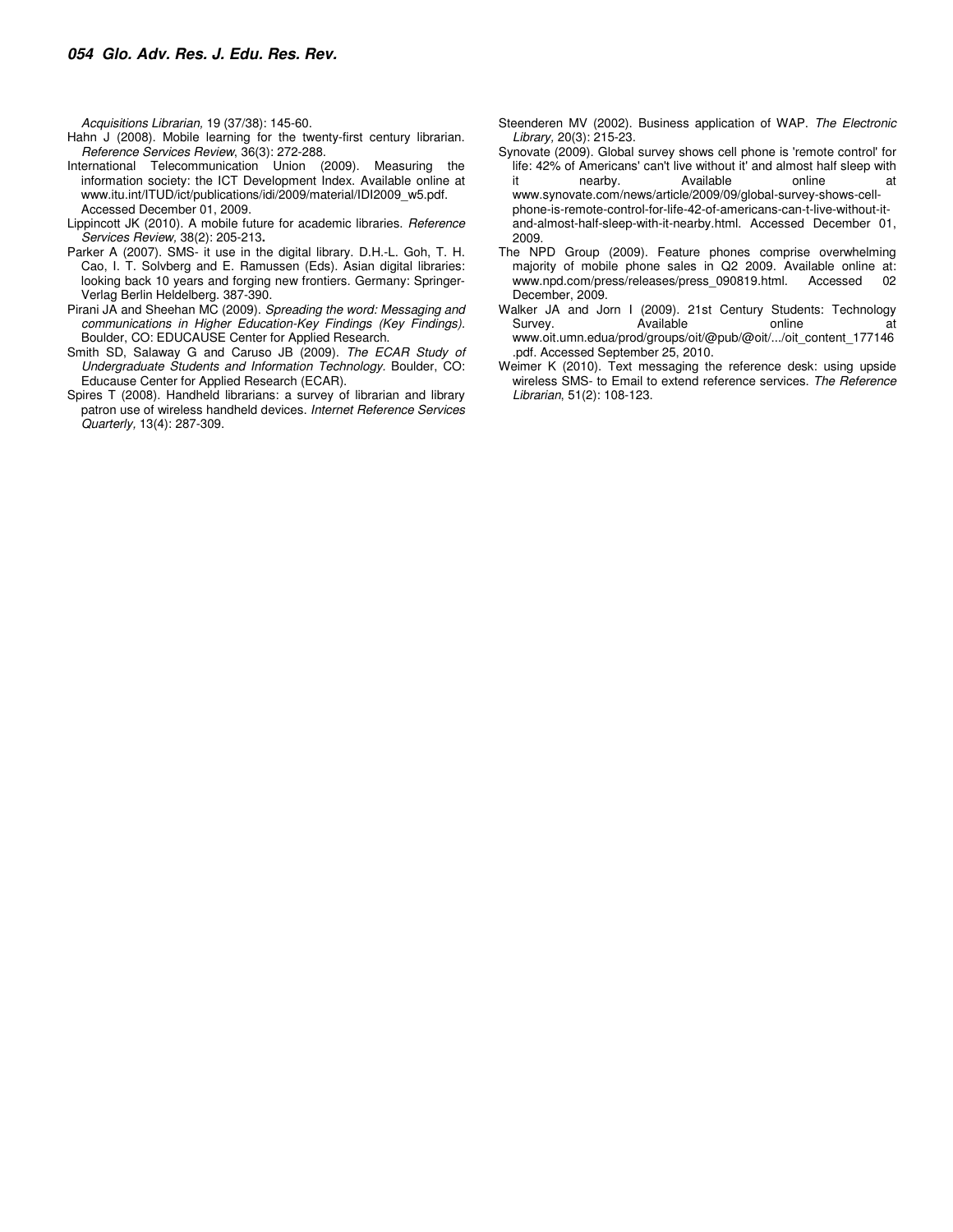*Acquisitions Librarian,* 19 (37/38): 145-60.

Hahn J (2008). Mobile learning for the twenty-first century librarian. *Reference Services Review*, 36(3): 272-288.

International Telecommunication Union (2009). Measuring the information society: the ICT Development Index. Available online at www.itu.int/ITUD/ict/publications/idi/2009/material/IDI2009_w5.pdf. Accessed December 01, 2009.

Lippincott JK (2010). A mobile future for academic libraries. *Reference Services Review,* 38(2): 205-213**.**

Parker A (2007). SMS- it use in the digital library. D.H.-L. Goh, T. H. Cao, I. T. Solvberg and E. Ramussen (Eds). Asian digital libraries: looking back 10 years and forging new frontiers. Germany: Springer-Verlag Berlin Heldelberg. 387-390.

Pirani JA and Sheehan MC (2009). *Spreading the word: Messaging and communications in Higher Education-Key Findings (Key Findings).* Boulder, CO: EDUCAUSE Center for Applied Research.

Smith SD, Salaway G and Caruso JB (2009). *The ECAR Study of Undergraduate Students and Information Technology.* Boulder, CO: Educause Center for Applied Research (ECAR).

Spires T (2008). Handheld librarians: a survey of librarian and library patron use of wireless handheld devices. *Internet Reference Services Quarterly,* 13(4): 287-309.

Steenderen MV (2002). Business application of WAP. *The Electronic Library*, 20(3): 215-23.

Synovate (2009). Global survey shows cell phone is 'remote control' for life: 42% of Americans' can't live without it' and almost half sleep with it nearby. Available online at www.synovate.com/news/article/2009/09/global-survey-shows-cell-phone-is-remote-control-for-life-42-of-americans-can-t-live-without-it-and-almost-half-sleep-with-it-nearby.html. Accessed December 01, 2009.

The NPD Group (2009). Feature phones comprise overwhelming majority of mobile phone sales in Q2 2009. Available online at: www.npd.com/press/releases/press_090819.html. Accessed 02 December, 2009.

Walker JA and Jorn I (2009). 21st Century Students: Technology Survey. Available online at www.oit.umn.edua/prod/groups/oit/@pub/@oit/.../oit_content_177146.pdf. Accessed September 25, 2010.

Weimer K (2010). Text messaging the reference desk: using upside wireless SMS- to Email to extend reference services. *The Reference Librarian*, 51(2): 108-123.